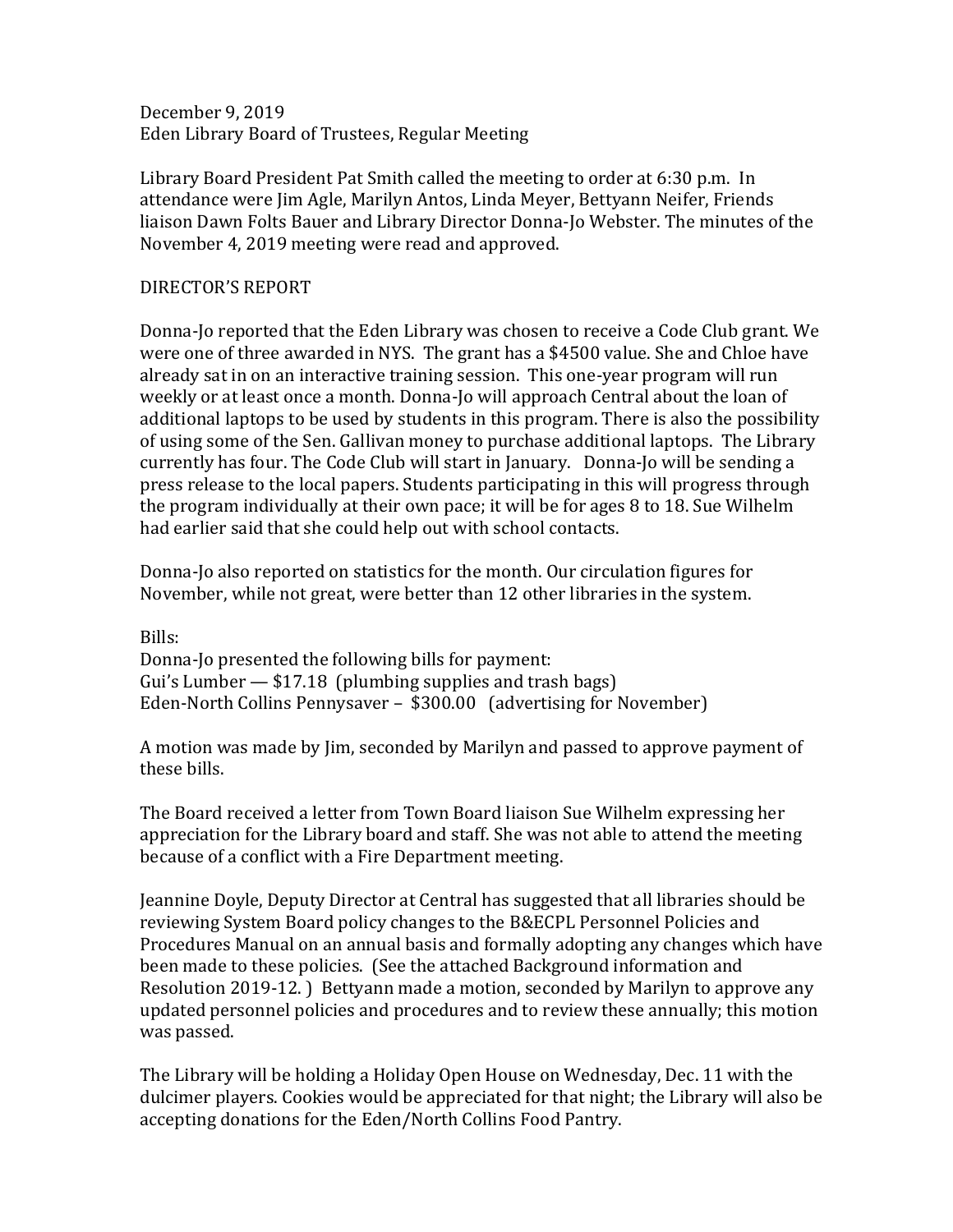December 9, 2019
Eden Library Board of Trustees, Regular Meeting

Library Board President Pat Smith called the meeting to order at 6:30 p.m. In attendance were Jim Agle, Marilyn Antos, Linda Meyer, Bettyann Neifer, Friends liaison Dawn Folts Bauer and Library Director Donna-Jo Webster. The minutes of the November 4, 2019 meeting were read and approved.

## DIRECTOR'S REPORT

Donna-Jo reported that the Eden Library was chosen to receive a Code Club grant. We were one of three awarded in NYS. The grant has a $4500 value. She and Chloe have already sat in on an interactive training session. This one-year program will run weekly or at least once a month. Donna-Jo will approach Central about the loan of additional laptops to be used by students in this program. There is also the possibility of using some of the Sen. Gallivan money to purchase additional laptops. The Library currently has four. The Code Club will start in January. Donna-Jo will be sending a press release to the local papers. Students participating in this will progress through the program individually at their own pace; it will be for ages 8 to 18. Sue Wilhelm had earlier said that she could help out with school contacts.

Donna-Jo also reported on statistics for the month. Our circulation figures for November, while not great, were better than 12 other libraries in the system.

Bills:
Donna-Jo presented the following bills for payment:
Gui's Lumber — $17.18 (plumbing supplies and trash bags)
Eden-North Collins Pennysaver – $300.00 (advertising for November)

A motion was made by Jim, seconded by Marilyn and passed to approve payment of these bills.

The Board received a letter from Town Board liaison Sue Wilhelm expressing her appreciation for the Library board and staff. She was not able to attend the meeting because of a conflict with a Fire Department meeting.

Jeannine Doyle, Deputy Director at Central has suggested that all libraries should be reviewing System Board policy changes to the B&ECPL Personnel Policies and Procedures Manual on an annual basis and formally adopting any changes which have been made to these policies. (See the attached Background information and Resolution 2019-12. ) Bettyann made a motion, seconded by Marilyn to approve any updated personnel policies and procedures and to review these annually; this motion was passed.

The Library will be holding a Holiday Open House on Wednesday, Dec. 11 with the dulcimer players. Cookies would be appreciated for that night; the Library will also be accepting donations for the Eden/North Collins Food Pantry.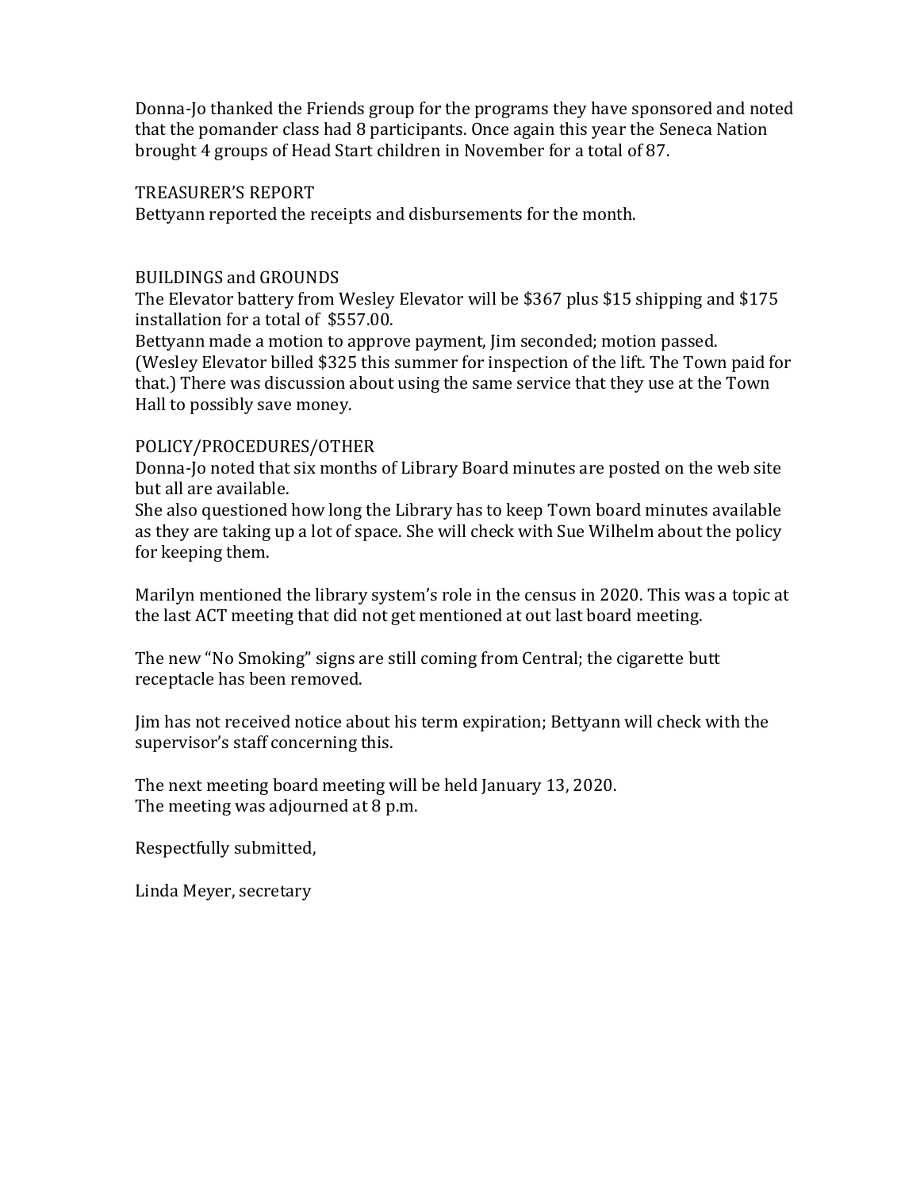Donna-Jo thanked the Friends group for the programs they have sponsored and noted that the pomander class had 8 participants. Once again this year the Seneca Nation brought 4 groups of Head Start children in November for a total of 87.

## TREASURER'S REPORT

Bettyann reported the receipts and disbursements for the month.

## BUILDINGS and GROUNDS

The Elevator battery from Wesley Elevator will be $367 plus $15 shipping and $175 installation for a total of $557.00.
Bettyann made a motion to approve payment, Jim seconded; motion passed.
(Wesley Elevator billed $325 this summer for inspection of the lift. The Town paid for that.) There was discussion about using the same service that they use at the Town Hall to possibly save money.

## POLICY/PROCEDURES/OTHER

Donna-Jo noted that six months of Library Board minutes are posted on the web site but all are available.
She also questioned how long the Library has to keep Town board minutes available as they are taking up a lot of space. She will check with Sue Wilhelm about the policy for keeping them.

Marilyn mentioned the library system's role in the census in 2020. This was a topic at the last ACT meeting that did not get mentioned at out last board meeting.

The new "No Smoking" signs are still coming from Central; the cigarette butt receptacle has been removed.

Jim has not received notice about his term expiration; Bettyann will check with the supervisor's staff concerning this.

The next meeting board meeting will be held January 13, 2020.
The meeting was adjourned at 8 p.m.

Respectfully submitted,

Linda Meyer, secretary